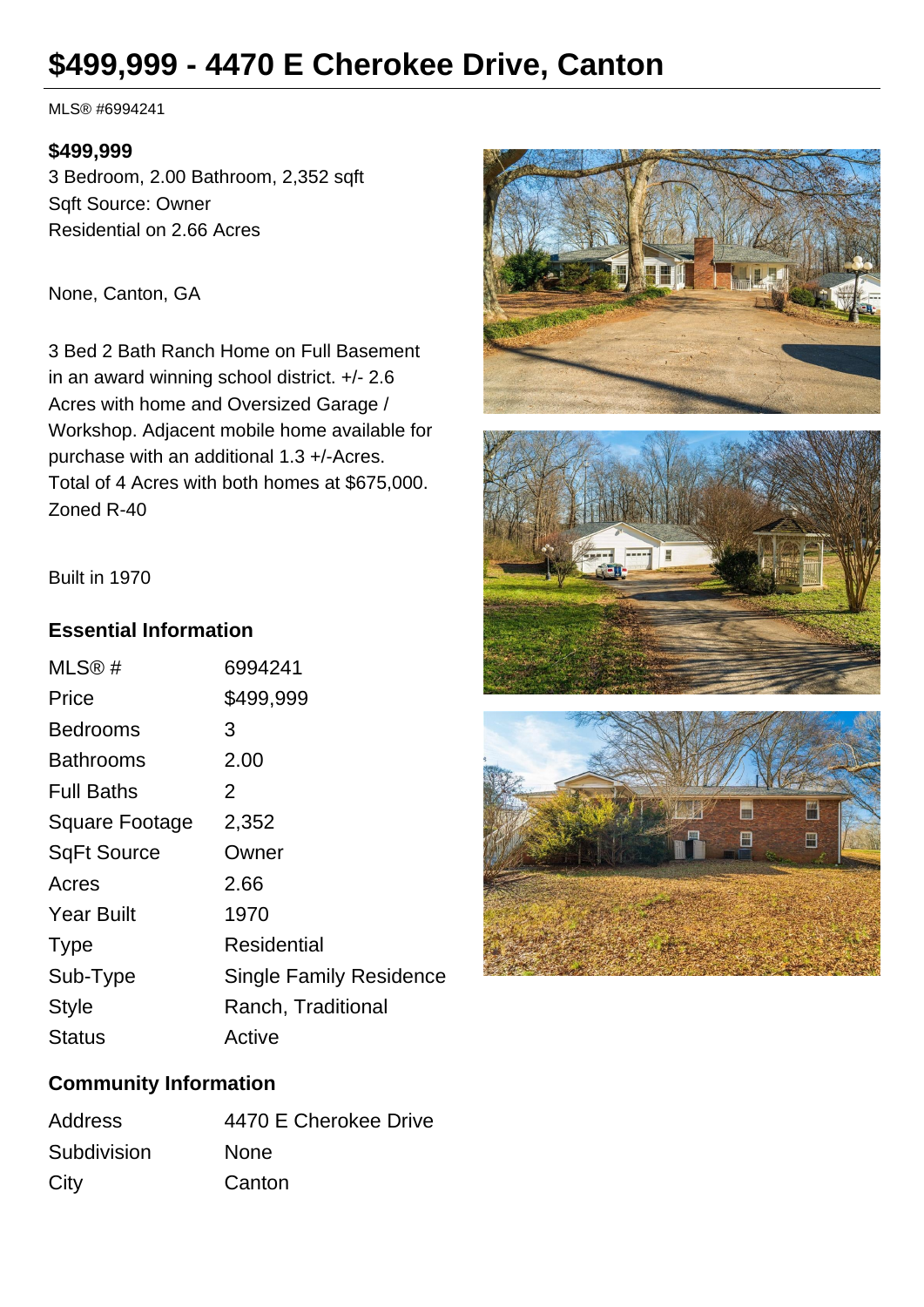# $499,999 - 4470 E Cherokee Drive, Canton

MLS® #6994241

**$499,999**
3 Bedroom, 2.00 Bathroom, 2,352 sqft
Sqft Source: Owner
Residential on 2.66 Acres

None, Canton, GA

3 Bed 2 Bath Ranch Home on Full Basement in an award winning school district. +/- 2.6 Acres with home and Oversized Garage / Workshop. Adjacent mobile home available for purchase with an additional 1.3 +/-Acres. Total of 4 Acres with both homes at $675,000. Zoned R-40

Built in 1970

## Essential Information

| | |
|---|---|
| MLS® # | 6994241 |
| Price | $499,999 |
| Bedrooms | 3 |
| Bathrooms | 2.00 |
| Full Baths | 2 |
| Square Footage | 2,352 |
| SqFt Source | Owner |
| Acres | 2.66 |
| Year Built | 1970 |
| Type | Residential |
| Sub-Type | Single Family Residence |
| Style | Ranch, Traditional |
| Status | Active |

## Community Information

| | |
|---|---|
| Address | 4470 E Cherokee Drive |
| Subdivision | None |
| City | Canton |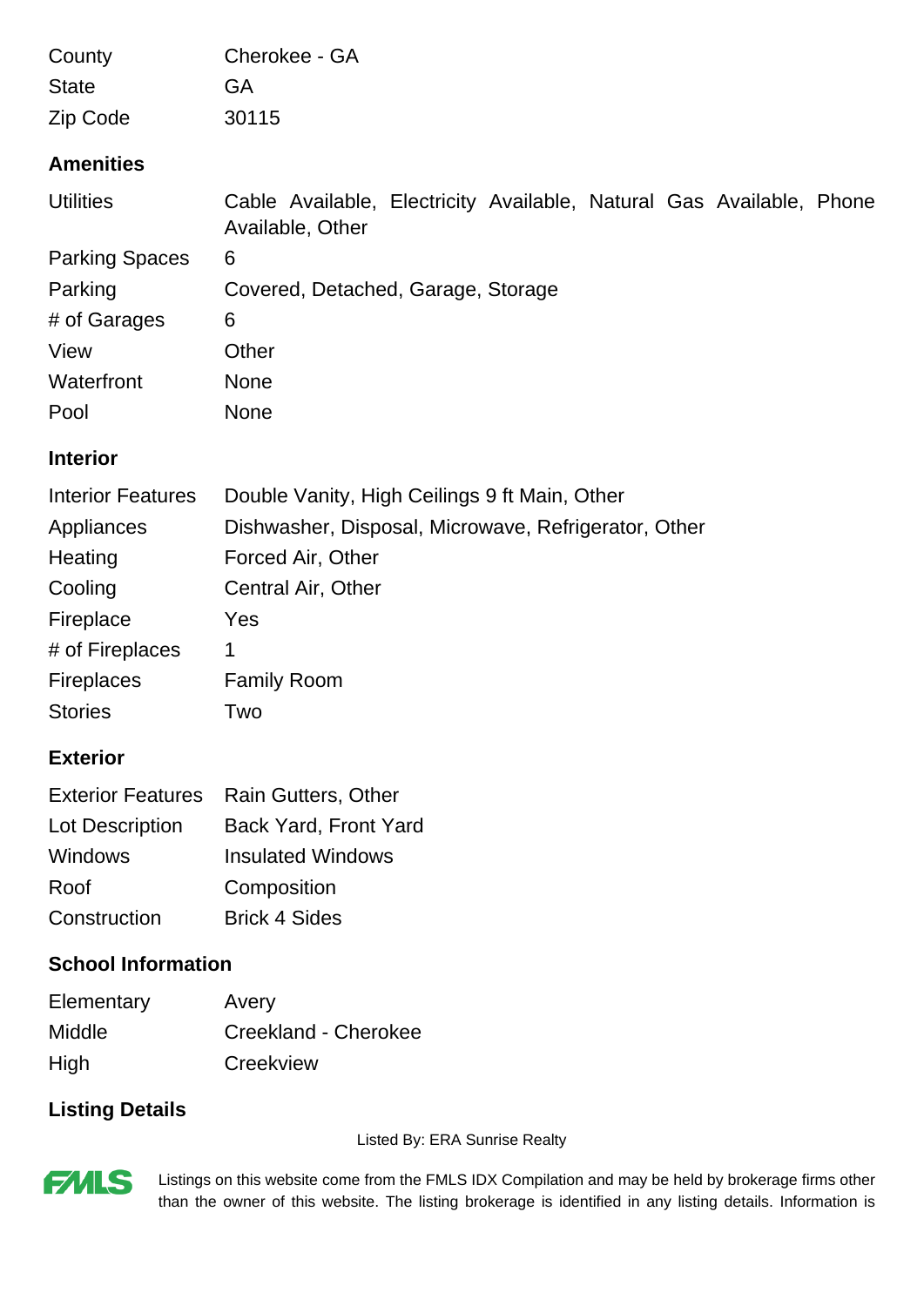| | |
|---|---|
| County | Cherokee - GA |
| State | GA |
| Zip Code | 30115 |

## Amenities

| | |
|---|---|
| Utilities | Cable Available, Electricity Available, Natural Gas Available, Phone Available, Other |
| Parking Spaces | 6 |
| Parking | Covered, Detached, Garage, Storage |
| # of Garages | 6 |
| View | Other |
| Waterfront | None |
| Pool | None |

## Interior

| | |
|---|---|
| Interior Features | Double Vanity, High Ceilings 9 ft Main, Other |
| Appliances | Dishwasher, Disposal, Microwave, Refrigerator, Other |
| Heating | Forced Air, Other |
| Cooling | Central Air, Other |
| Fireplace | Yes |
| # of Fireplaces | 1 |
| Fireplaces | Family Room |
| Stories | Two |

## Exterior

| | |
|---|---|
| Exterior Features | Rain Gutters, Other |
| Lot Description | Back Yard, Front Yard |
| Windows | Insulated Windows |
| Roof | Composition |
| Construction | Brick 4 Sides |

## School Information

| | |
|---|---|
| Elementary | Avery |
| Middle | Creekland - Cherokee |
| High | Creekview |

## Listing Details

Listed By: ERA Sunrise Realty

FMLS

Listings on this website come from the FMLS IDX Compilation and may be held by brokerage firms other than the owner of this website. The listing brokerage is identified in any listing details. Information is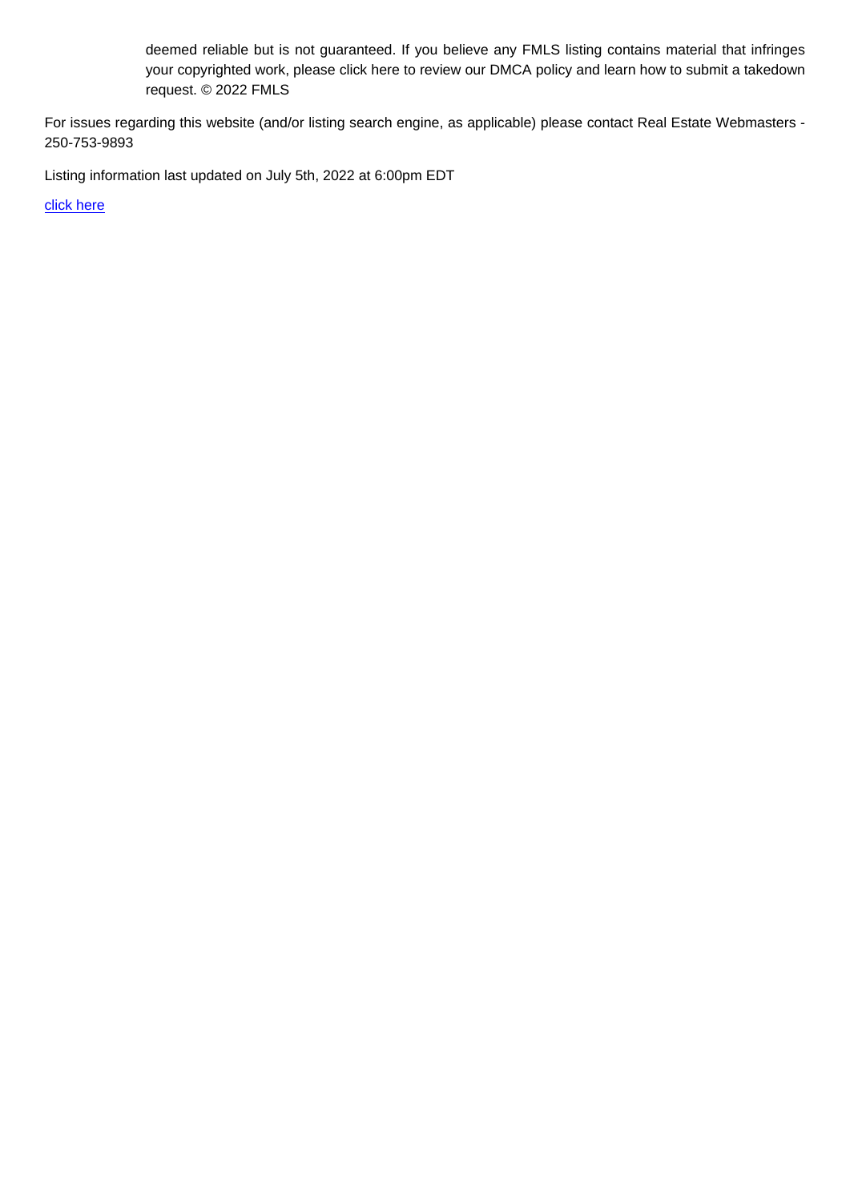deemed reliable but is not guaranteed. If you believe any FMLS listing contains material that infringes your copyrighted work, please click here to review our DMCA policy and learn how to submit a takedown request. © 2022 FMLS

For issues regarding this website (and/or listing search engine, as applicable) please contact Real Estate Webmasters - 250-753-9893

Listing information last updated on July 5th, 2022 at 6:00pm EDT

click here